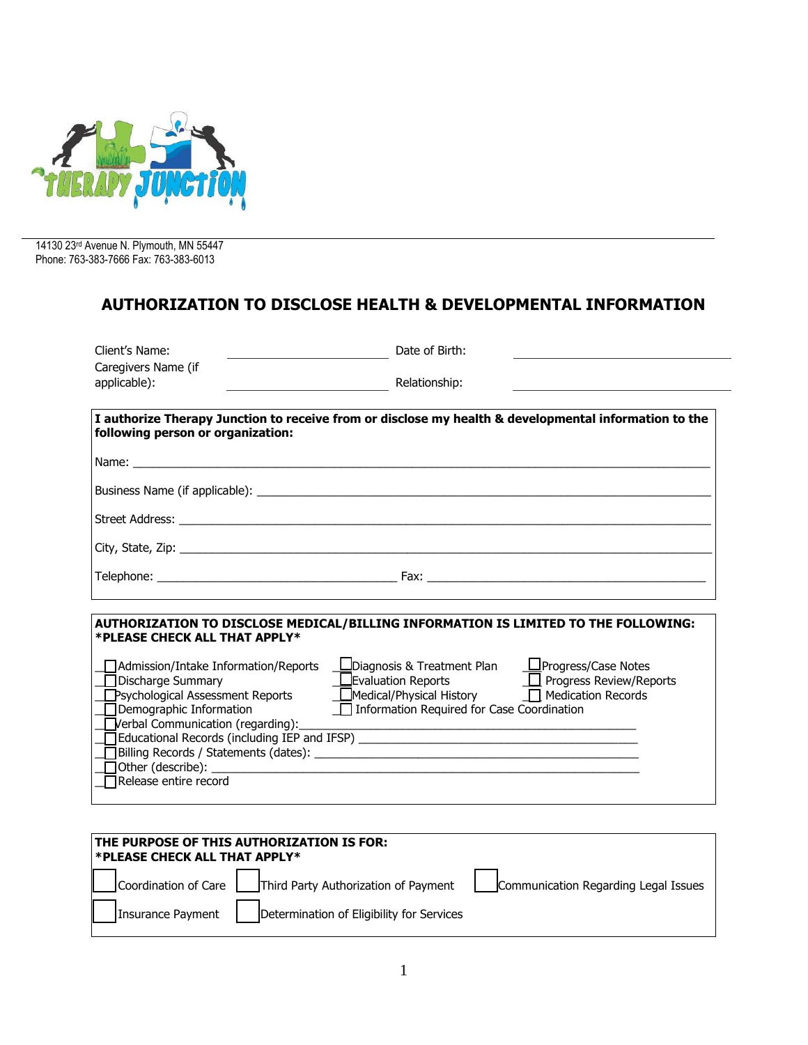14130 23rd Avenue N. Plymouth, MN 55447
Phone: 763-383-7666 Fax: 763-383-6013

## AUTHORIZATION TO DISCLOSE HEALTH & DEVELOPMENTAL INFORMATION

Client's Name: ______________________ Date of Birth: ______________________

Caregivers Name (if applicable): ______________________ Relationship: ______________________

**I authorize Therapy Junction to receive from or disclose my health & developmental information to the following person or organization:**

Name: ______________________________________________

Business Name (if applicable): ______________________________________________

Street Address: ______________________________________________

City, State, Zip: ______________________________________________

Telephone: ______________________ Fax: ______________________

**AUTHORIZATION TO DISCLOSE MEDICAL/BILLING INFORMATION IS LIMITED TO THE FOLLOWING:**
***PLEASE CHECK ALL THAT APPLY***

- ☐ Admission/Intake Information/Reports
- ☐ Diagnosis & Treatment Plan
- ☐ Progress/Case Notes
- ☐ Discharge Summary
- ☐ Evaluation Reports
- ☐ Progress Review/Reports
- ☐ Psychological Assessment Reports
- ☐ Medical/Physical History
- ☐ Medication Records
- ☐ Demographic Information
- ☐ Information Required for Case Coordination
- ☐ Verbal Communication (regarding): ______________________
- ☐ Educational Records (including IEP and IFSP) ______________________
- ☐ Billing Records / Statements (dates): ______________________
- ☐ Other (describe): ______________________
- ☐ Release entire record

**THE PURPOSE OF THIS AUTHORIZATION IS FOR:**
***PLEASE CHECK ALL THAT APPLY***

- ☐ Coordination of Care
- ☐ Third Party Authorization of Payment
- ☐ Communication Regarding Legal Issues
- ☐ Insurance Payment
- ☐ Determination of Eligibility for Services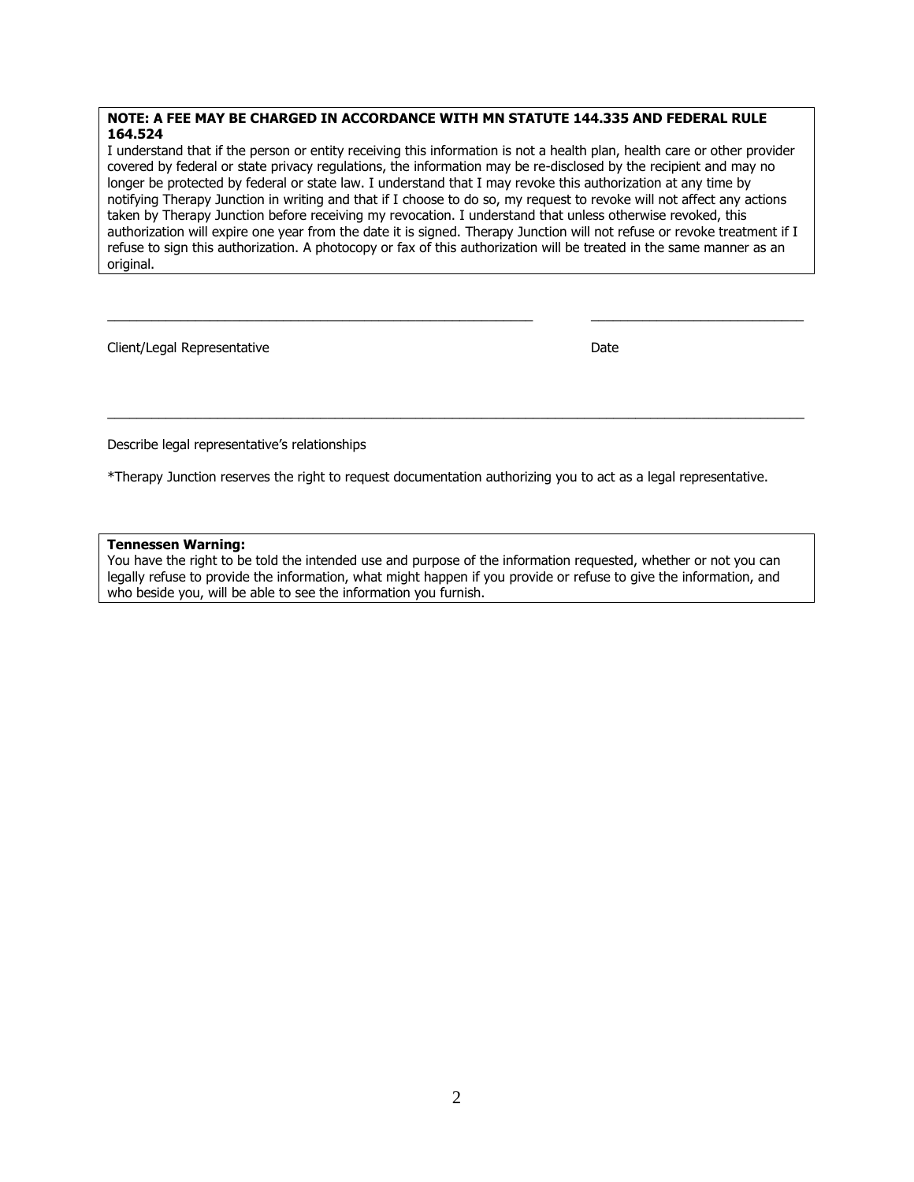**NOTE: A FEE MAY BE CHARGED IN ACCORDANCE WITH MN STATUTE 144.335 AND FEDERAL RULE 164.524**

I understand that if the person or entity receiving this information is not a health plan, health care or other provider covered by federal or state privacy regulations, the information may be re-disclosed by the recipient and may no longer be protected by federal or state law. I understand that I may revoke this authorization at any time by notifying Therapy Junction in writing and that if I choose to do so, my request to revoke will not affect any actions taken by Therapy Junction before receiving my revocation. I understand that unless otherwise revoked, this authorization will expire one year from the date it is signed. Therapy Junction will not refuse or revoke treatment if I refuse to sign this authorization. A photocopy or fax of this authorization will be treated in the same manner as an original.

_______________________________________________ _______________________

Client/Legal Representative Date

_______________________________________________________________________________

Describe legal representative's relationships

*Therapy Junction reserves the right to request documentation authorizing you to act as a legal representative.

**Tennessen Warning:**

You have the right to be told the intended use and purpose of the information requested, whether or not you can legally refuse to provide the information, what might happen if you provide or refuse to give the information, and who beside you, will be able to see the information you furnish.